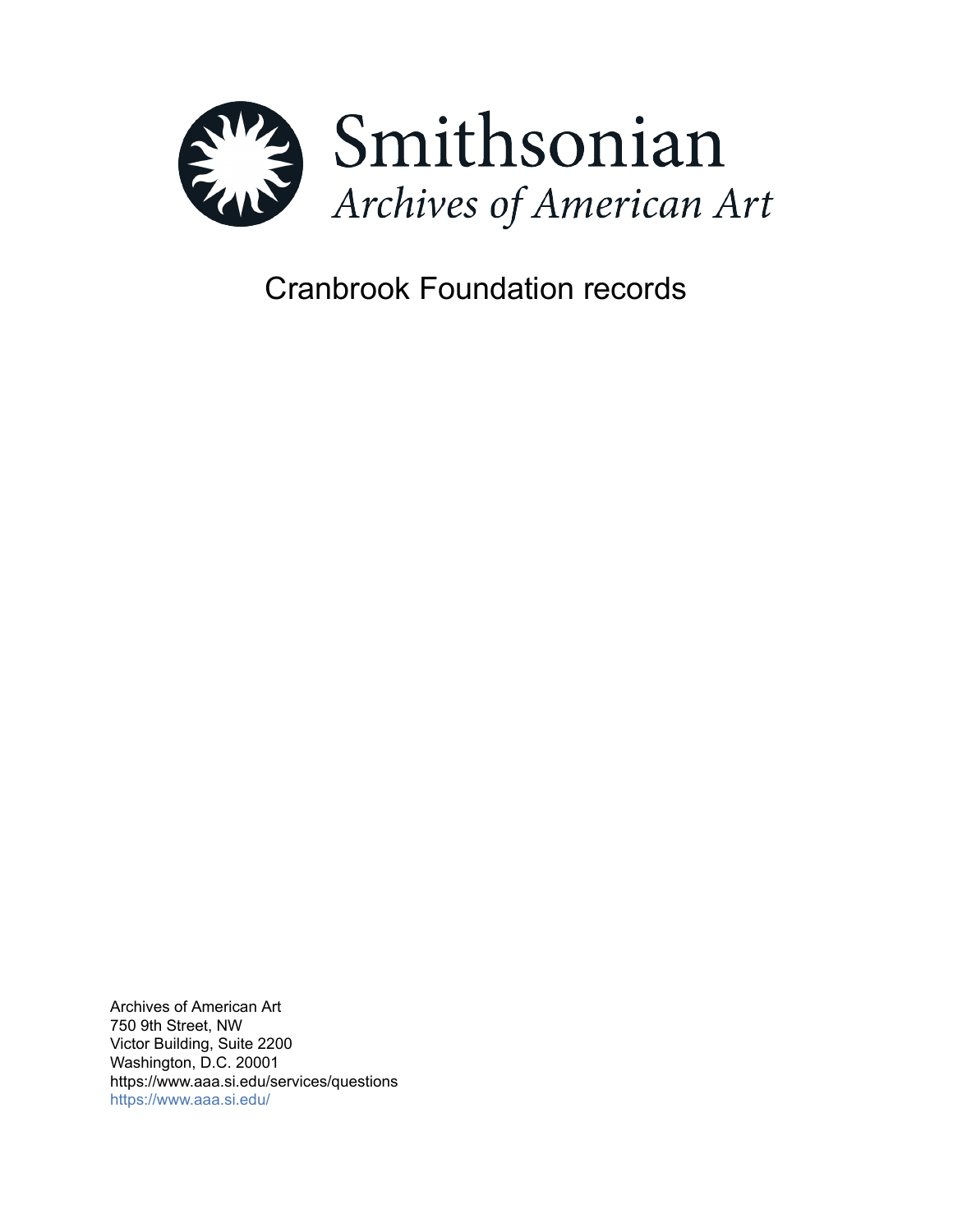Smithsonian

*Archives of American Art*

# Cranbrook Foundation records

Archives of American Art
750 9th Street, NW
Victor Building, Suite 2200
Washington, D.C. 20001
https://www.aaa.si.edu/services/questions
https://www.aaa.si.edu/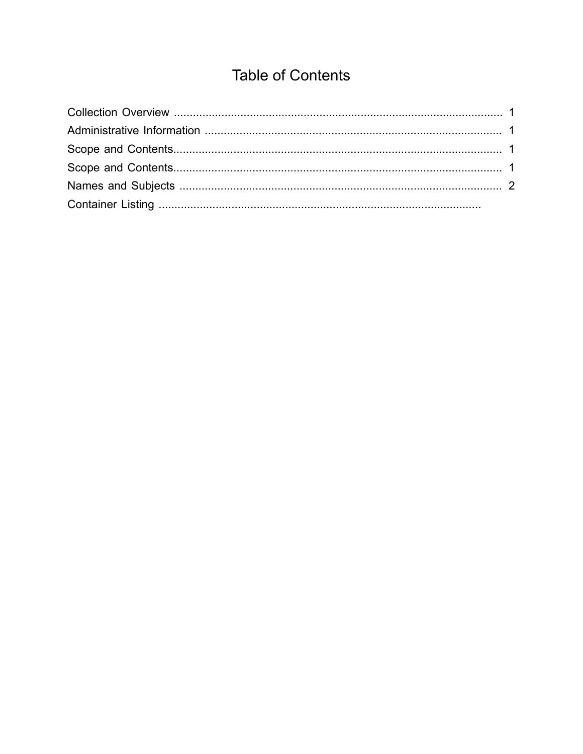# Table of Contents

Collection Overview ........................................................................................................ 1
Administrative Information ............................................................................................. 1
Scope and Contents....................................................................................................... 1
Scope and Contents....................................................................................................... 1
Names and Subjects ...................................................................................................... 2
Container Listing .....................................................................................................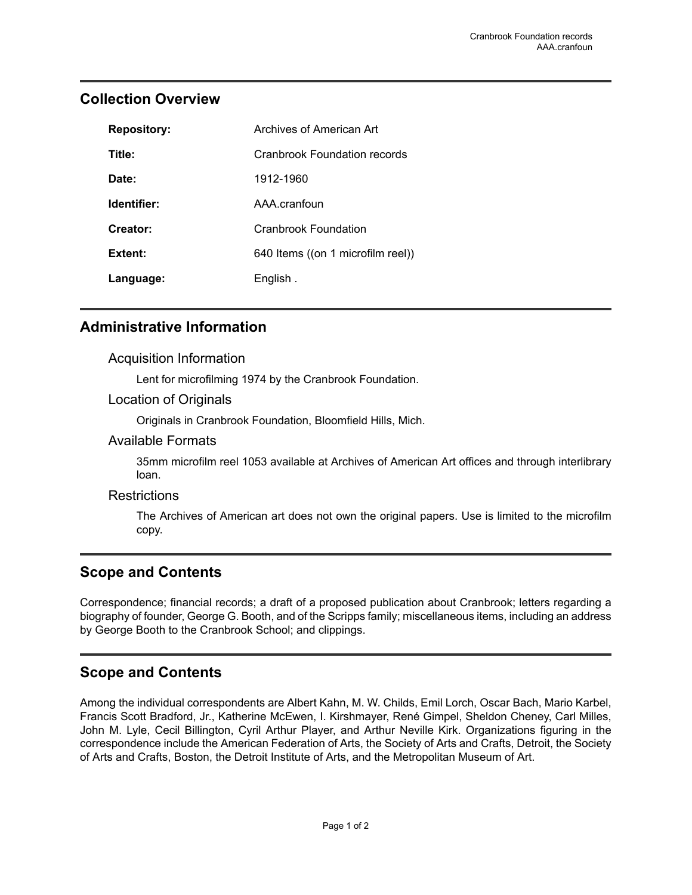## Collection Overview

| | |
|---|---|
| **Repository:** | Archives of American Art |
| **Title:** | Cranbrook Foundation records |
| **Date:** | 1912-1960 |
| **Identifier:** | AAA.cranfoun |
| **Creator:** | Cranbrook Foundation |
| **Extent:** | 640 Items ((on 1 microfilm reel)) |
| **Language:** | English . |

## Administrative Information

### Acquisition Information

Lent for microfilming 1974 by the Cranbrook Foundation.

### Location of Originals

Originals in Cranbrook Foundation, Bloomfield Hills, Mich.

### Available Formats

35mm microfilm reel 1053 available at Archives of American Art offices and through interlibrary loan.

### Restrictions

The Archives of American art does not own the original papers. Use is limited to the microfilm copy.

## Scope and Contents

Correspondence; financial records; a draft of a proposed publication about Cranbrook; letters regarding a biography of founder, George G. Booth, and of the Scripps family; miscellaneous items, including an address by George Booth to the Cranbrook School; and clippings.

## Scope and Contents

Among the individual correspondents are Albert Kahn, M. W. Childs, Emil Lorch, Oscar Bach, Mario Karbel, Francis Scott Bradford, Jr., Katherine McEwen, I. Kirshmayer, René Gimpel, Sheldon Cheney, Carl Milles, John M. Lyle, Cecil Billington, Cyril Arthur Player, and Arthur Neville Kirk. Organizations figuring in the correspondence include the American Federation of Arts, the Society of Arts and Crafts, Detroit, the Society of Arts and Crafts, Boston, the Detroit Institute of Arts, and the Metropolitan Museum of Art.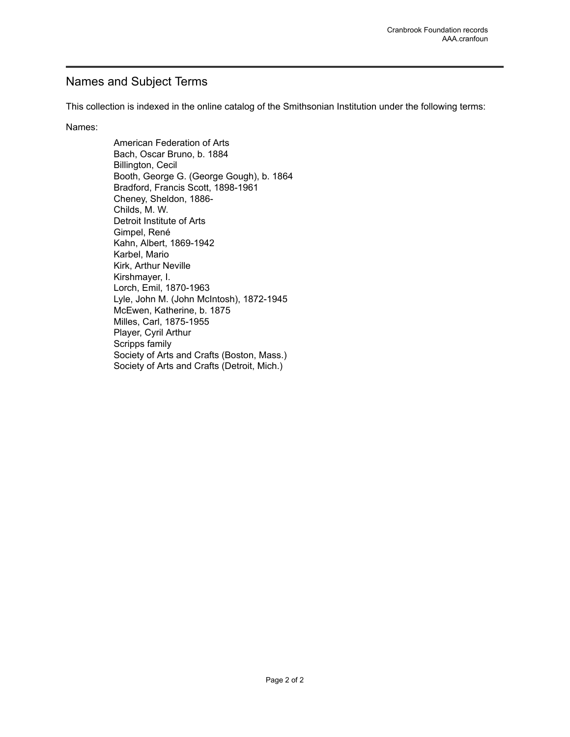## Names and Subject Terms

This collection is indexed in the online catalog of the Smithsonian Institution under the following terms:

Names:

- American Federation of Arts
- Bach, Oscar Bruno, b. 1884
- Billington, Cecil
- Booth, George G. (George Gough), b. 1864
- Bradford, Francis Scott, 1898-1961
- Cheney, Sheldon, 1886-
- Childs, M. W.
- Detroit Institute of Arts
- Gimpel, René
- Kahn, Albert, 1869-1942
- Karbel, Mario
- Kirk, Arthur Neville
- Kirshmayer, I.
- Lorch, Emil, 1870-1963
- Lyle, John M. (John McIntosh), 1872-1945
- McEwen, Katherine, b. 1875
- Milles, Carl, 1875-1955
- Player, Cyril Arthur
- Scripps family
- Society of Arts and Crafts (Boston, Mass.)
- Society of Arts and Crafts (Detroit, Mich.)